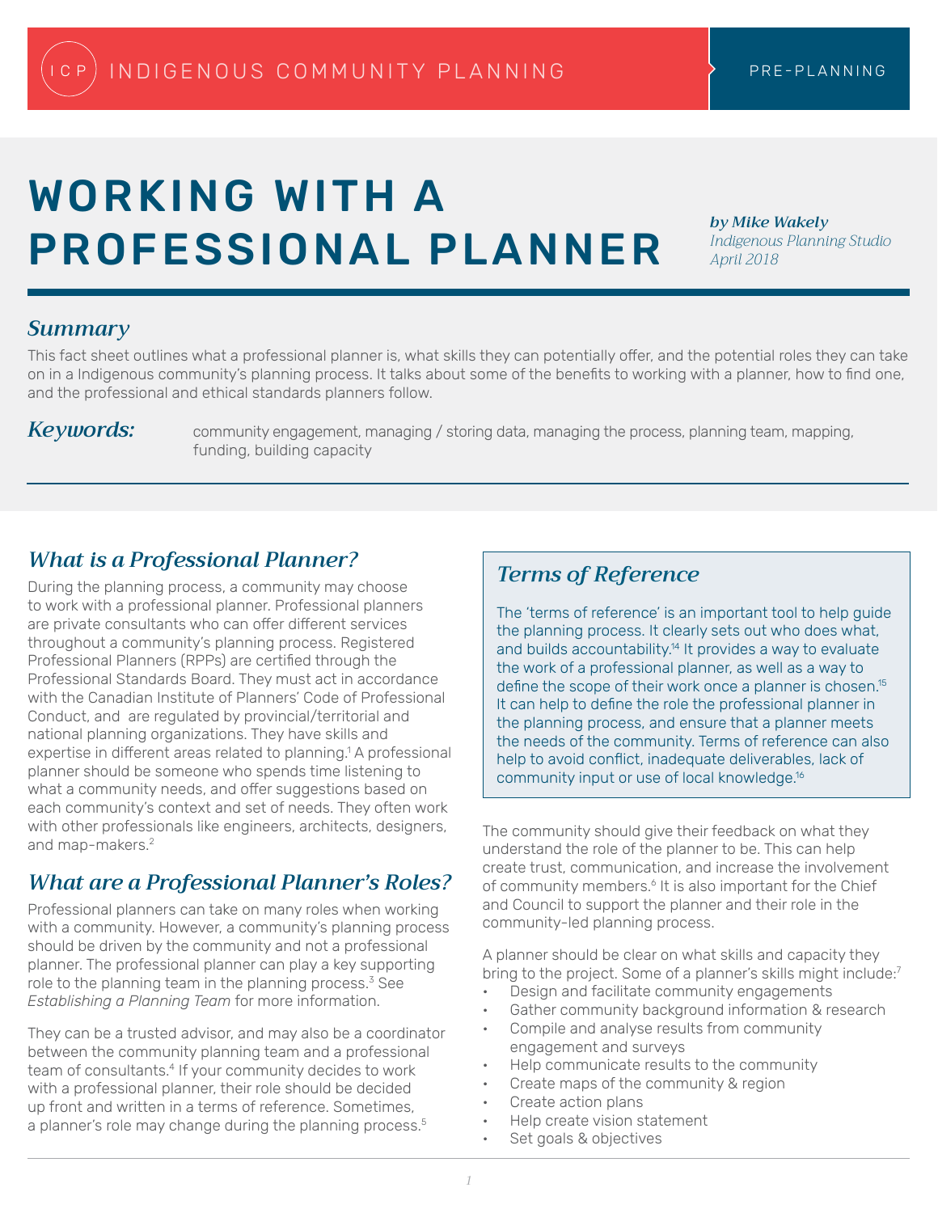INDIGENOUS COMMUNITY PLANNING | PRE-PLANNING

# WORKING WITH A PROFESSIONAL PLANNER

*by Mike Wakely*
*Indigenous Planning Studio*
*April 2018*

## Summary

This fact sheet outlines what a professional planner is, what skills they can potentially offer, and the potential roles they can take on in a Indigenous community's planning process. It talks about some of the benefits to working with a planner, how to find one, and the professional and ethical standards planners follow.

**Keywords:** community engagement, managing / storing data, managing the process, planning team, mapping, funding, building capacity

## What is a Professional Planner?

During the planning process, a community may choose to work with a professional planner. Professional planners are private consultants who can offer different services throughout a community's planning process. Registered Professional Planners (RPPs) are certified through the Professional Standards Board. They must act in accordance with the Canadian Institute of Planners' Code of Professional Conduct, and are regulated by provincial/territorial and national planning organizations. They have skills and expertise in different areas related to planning.[1] A professional planner should be someone who spends time listening to what a community needs, and offer suggestions based on each community's context and set of needs. They often work with other professionals like engineers, architects, designers, and map-makers.[2]

## What are a Professional Planner's Roles?

Professional planners can take on many roles when working with a community. However, a community's planning process should be driven by the community and not a professional planner. The professional planner can play a key supporting role to the planning team in the planning process.[3] See *Establishing a Planning Team* for more information.

They can be a trusted advisor, and may also be a coordinator between the community planning team and a professional team of consultants.[4] If your community decides to work with a professional planner, their role should be decided up front and written in a terms of reference. Sometimes, a planner's role may change during the planning process.[5]

## Terms of Reference

The 'terms of reference' is an important tool to help guide the planning process. It clearly sets out who does what, and builds accountability.[14] It provides a way to evaluate the work of a professional planner, as well as a way to define the scope of their work once a planner is chosen.[15] It can help to define the role the professional planner in the planning process, and ensure that a planner meets the needs of the community. Terms of reference can also help to avoid conflict, inadequate deliverables, lack of community input or use of local knowledge.[16]

The community should give their feedback on what they understand the role of the planner to be. This can help create trust, communication, and increase the involvement of community members.[6] It is also important for the Chief and Council to support the planner and their role in the community-led planning process.

A planner should be clear on what skills and capacity they bring to the project. Some of a planner's skills might include:[7]

- Design and facilitate community engagements
- Gather community background information & research
- Compile and analyse results from community engagement and surveys
- Help communicate results to the community
- Create maps of the community & region
- Create action plans
- Help create vision statement
- Set goals & objectives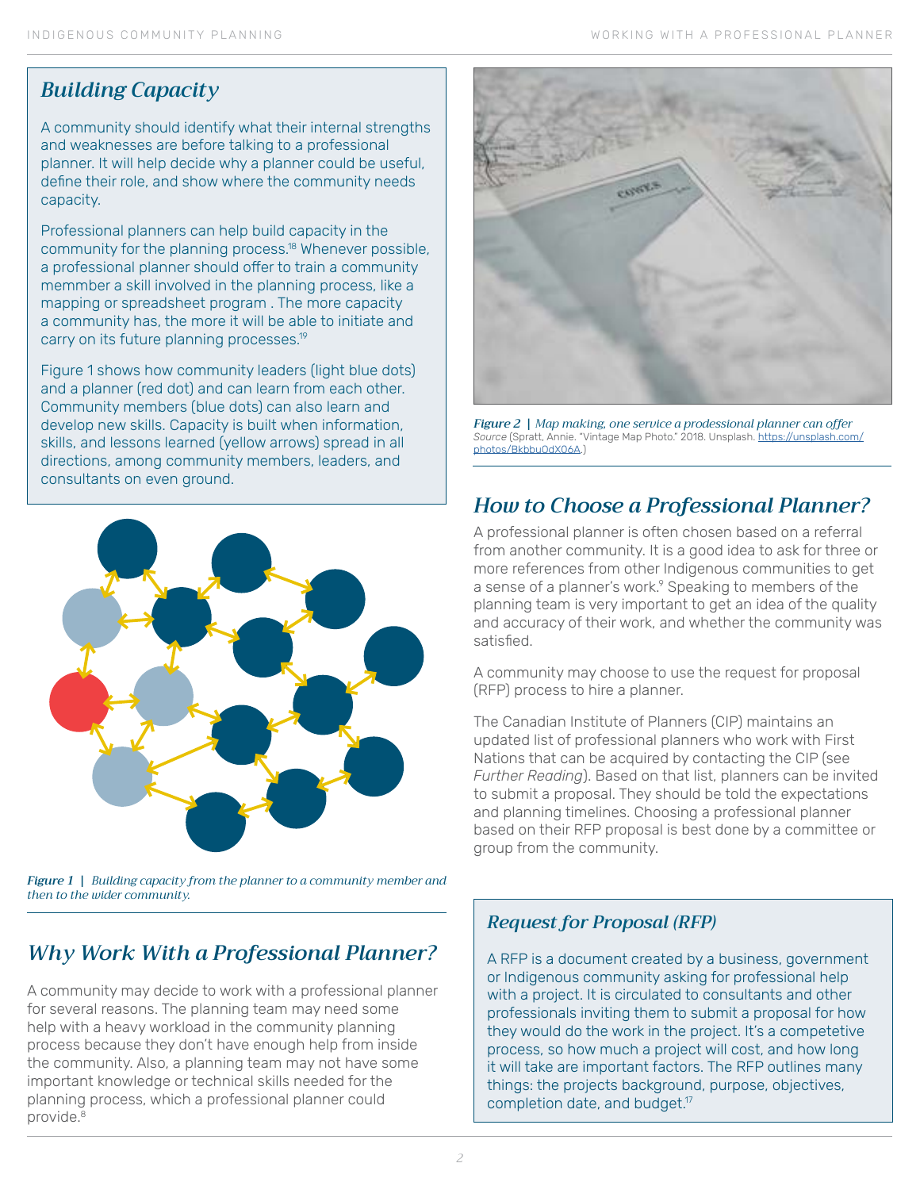## *Building Capacity*

A community should identify what their internal strengths and weaknesses are before talking to a professional planner. It will help decide why a planner could be useful, define their role, and show where the community needs capacity.

Professional planners can help build capacity in the community for the planning process.[18] Whenever possible, a professional planner should offer to train a community memmber a skill involved in the planning process, like a mapping or spreadsheet program . The more capacity a community has, the more it will be able to initiate and carry on its future planning processes.[19]

Figure 1 shows how community leaders (light blue dots) and a planner (red dot) and can learn from each other. Community members (blue dots) can also learn and develop new skills. Capacity is built when information, skills, and lessons learned (yellow arrows) spread in all directions, among community members, leaders, and consultants on even ground.

*Figure 1 | Building capacity from the planner to a community member and then to the wider community.*

## *Why Work With a Professional Planner?*

A community may decide to work with a professional planner for several reasons. The planning team may need some help with a heavy workload in the community planning process because they don't have enough help from inside the community. Also, a planning team may not have some important knowledge or technical skills needed for the planning process, which a professional planner could provide.[8]

*Figure 2 | Map making, one service a prodessional planner can offer*
Source (Spratt, Annie. "Vintage Map Photo." 2018. Unsplash. https://unsplash.com/photos/BkbbuOdX06A.)

## *How to Choose a Professional Planner?*

A professional planner is often chosen based on a referral from another community. It is a good idea to ask for three or more references from other Indigenous communities to get a sense of a planner's work.[9] Speaking to members of the planning team is very important to get an idea of the quality and accuracy of their work, and whether the community was satisfied.

A community may choose to use the request for proposal (RFP) process to hire a planner.

The Canadian Institute of Planners (CIP) maintains an updated list of professional planners who work with First Nations that can be acquired by contacting the CIP (see *Further Reading*). Based on that list, planners can be invited to submit a proposal. They should be told the expectations and planning timelines. Choosing a professional planner based on their RFP proposal is best done by a committee or group from the community.

### *Request for Proposal (RFP)*

A RFP is a document created by a business, government or Indigenous community asking for professional help with a project. It is circulated to consultants and other professionals inviting them to submit a proposal for how they would do the work in the project. It's a competetive process, so how much a project will cost, and how long it will take are important factors. The RFP outlines many things: the projects background, purpose, objectives, completion date, and budget.[17]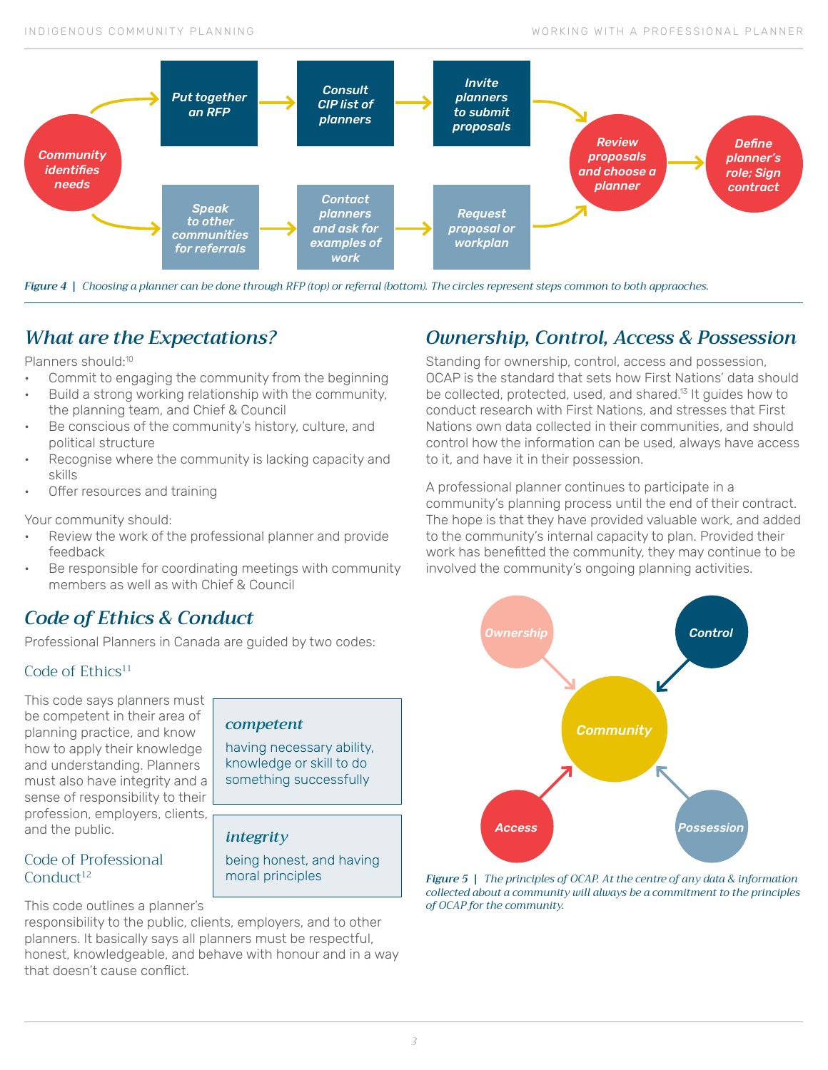Community identifies needs → Put together an RFP → Consult CIP list of planners → Invite planners to submit proposals → Review proposals and choose a planner → Define planner's role; Sign contract

Community identifies needs → Speak to other communities for referrals → Contact planners and ask for examples of work → Request proposal or workplan → Review proposals and choose a planner → Define planner's role; Sign contract

*Figure 4 | Choosing a planner can be done through RFP (top) or referral (bottom). The circles represent steps common to both appraoches.*

## What are the Expectations?

Planners should:[10]

- Commit to engaging the community from the beginning
- Build a strong working relationship with the community, the planning team, and Chief & Council
- Be conscious of the community's history, culture, and political structure
- Recognise where the community is lacking capacity and skills
- Offer resources and training

Your community should:

- Review the work of the professional planner and provide feedback
- Be responsible for coordinating meetings with community members as well as with Chief & Council

## Code of Ethics & Conduct

Professional Planners in Canada are guided by two codes:

### Code of Ethics[11]

This code says planners must be competent in their area of planning practice, and know how to apply their knowledge and understanding. Planners must also have integrity and a sense of responsibility to their profession, employers, clients, and the public.

> ***competent***
>
> having necessary ability, knowledge or skill to do something successfully

> ***integrity***
>
> being honest, and having moral principles

### Code of Professional Conduct[12]

This code outlines a planner's responsibility to the public, clients, employers, and to other planners. It basically says all planners must be respectful, honest, knowledgeable, and behave with honour and in a way that doesn't cause conflict.

## Ownership, Control, Access & Possession

Standing for ownership, control, access and possession, OCAP is the standard that sets how First Nations' data should be collected, protected, used, and shared.[13] It guides how to conduct research with First Nations, and stresses that First Nations own data collected in their communities, and should control how the information can be used, always have access to it, and have it in their possession.

A professional planner continues to participate in a community's planning process until the end of their contract. The hope is that they have provided valuable work, and added to the community's internal capacity to plan. Provided their work has benefitted the community, they may continue to be involved the community's ongoing planning activities.

Ownership → Community; Control → Community; Access → Community; Possession → Community

*Figure 5 | The principles of OCAP. At the centre of any data & information collected about a community will always be a commitment to the principles of OCAP for the community.*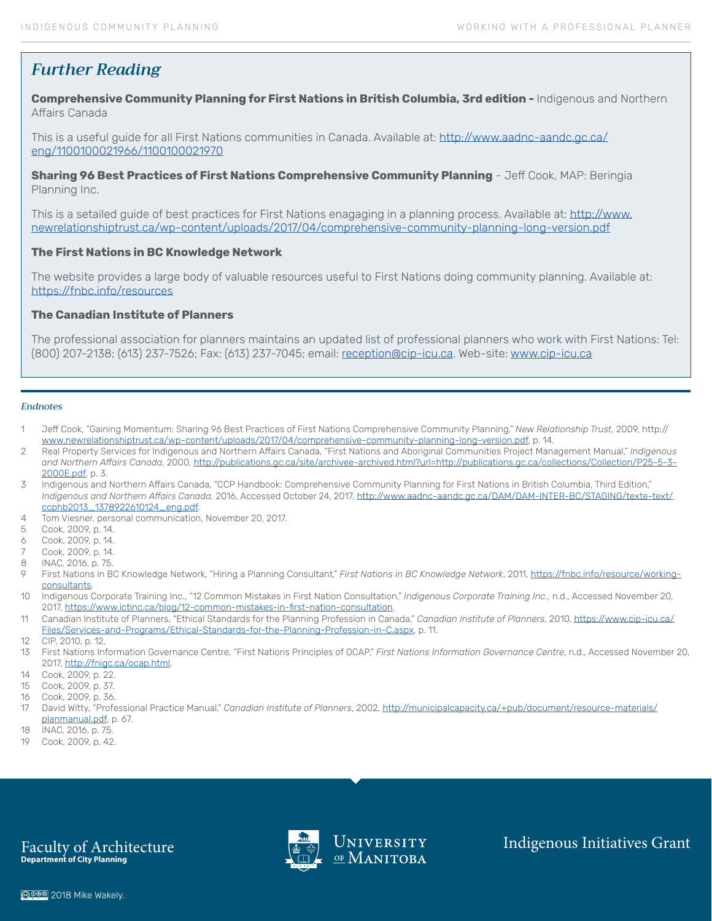## *Further Reading*

**Comprehensive Community Planning for First Nations in British Columbia, 3rd edition -** Indigenous and Northern Affairs Canada

This is a useful guide for all First Nations communities in Canada. Available at: http://www.aadnc-aandc.gc.ca/eng/1100100021966/1100100021970

**Sharing 96 Best Practices of First Nations Comprehensive Community Planning** - Jeff Cook, MAP: Beringia Planning Inc.

This is a setailed guide of best practices for First Nations enagaging in a planning process. Available at: http://www.newrelationshiptrust.ca/wp-content/uploads/2017/04/comprehensive-community-planning-long-version.pdf

**The First Nations in BC Knowledge Network**

The website provides a large body of valuable resources useful to First Nations doing community planning. Available at: https://fnbc.info/resources

**The Canadian Institute of Planners**

The professional association for planners maintains an updated list of professional planners who work with First Nations: Tel: (800) 207-2138; (613) 237-7526; Fax: (613) 237-7045; email: reception@cip-icu.ca. Web-site: www.cip-icu.ca

### *Endnotes*

1. Jeff Cook, "Gaining Momentum: Sharing 96 Best Practices of First Nations Comprehensive Community Planning," *New Relationship Trust,* 2009, http://www.newrelationshiptrust.ca/wp-content/uploads/2017/04/comprehensive-community-planning-long-version.pdf, p. 14.
2. Real Property Services for Indigenous and Northern Affairs Canada, "First Nations and Aboriginal Communities Project Management Manual," *Indigenous and Northern Affairs Canada,* 2000, http://publications.gc.ca/site/archivee-archived.html?url=http://publications.gc.ca/collections/Collection/P25-5-3-2000E.pdf, p. 3.
3. Indigenous and Northern Affairs Canada, "CCP Handbook: Comprehensive Community Planning for First Nations in British Columbia, Third Edition," *Indigenous and Northern Affairs Canada,* 2016, Accessed October 24, 2017, http://www.aadnc-aandc.gc.ca/DAM/DAM-INTER-BC/STAGING/texte-text/ccphb2013_1378922610124_eng.pdf.
4. Tom Viesner, personal communication, November 20, 2017.
5. Cook, 2009, p. 14.
6. Cook, 2009, p. 14.
7. Cook, 2009, p. 14.
8. INAC, 2016, p. 75.
9. First Nations in BC Knowledge Network, "Hiring a Planning Consultant," *First Nations in BC Knowledge Network*, 2011, https://fnbc.info/resource/working-consultants.
10. Indigenous Corporate Training Inc., "12 Common Mistakes in First Nation Consultation," *Indigenous Corporate Training Inc.*, n.d., Accessed November 20, 2017, https://www.ictinc.ca/blog/12-common-mistakes-in-first-nation-consultation.
11. Canadian Institute of Planners, "Ethical Standards for the Planning Profession in Canada," *Canadian Institute of Planners*, 2010, https://www.cip-icu.ca/Files/Services-and-Programs/Ethical-Standards-for-the-Planning-Profession-in-C.aspx, p. 11.
12. CIP, 2010, p. 12.
13. First Nations Information Governance Centre, "First Nations Principles of OCAP," *First Nations Information Governance Centre*, n.d., Accessed November 20, 2017, http://fnigc.ca/ocap.html.
14. Cook, 2009, p. 22.
15. Cook, 2009, p. 37.
16. Cook, 2009, p. 36.
17. David Witty, "Professional Practice Manual," *Canadian Institute of Planners*, 2002, http://municipalcapacity.ca/+pub/document/resource-materials/planmanual.pdf, p. 67.
18. INAC, 2016, p. 75.
19. Cook, 2009, p. 42.

Faculty of Architecture
**Department of City Planning**

University of Manitoba

Indigenous Initiatives Grant

2018 Mike Wakely.